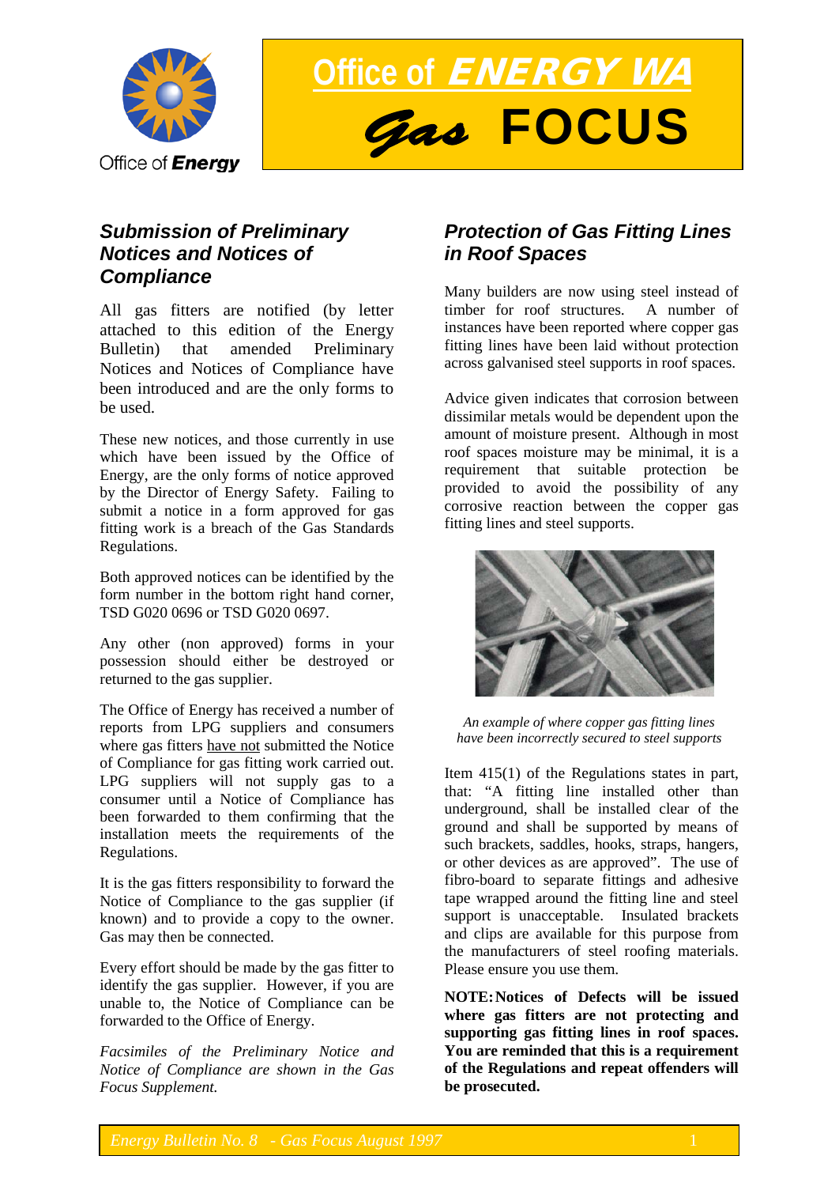Office of Energy

# Office of *ENERGY WA*

# *Gas* FOCUS

## *Submission of Preliminary Notices and Notices of Compliance*

All gas fitters are notified (by letter attached to this edition of the Energy Bulletin) that amended Preliminary Notices and Notices of Compliance have been introduced and are the only forms to be used.

These new notices, and those currently in use which have been issued by the Office of Energy, are the only forms of notice approved by the Director of Energy Safety. Failing to submit a notice in a form approved for gas fitting work is a breach of the Gas Standards Regulations.

Both approved notices can be identified by the form number in the bottom right hand corner, TSD G020 0696 or TSD G020 0697.

Any other (non approved) forms in your possession should either be destroyed or returned to the gas supplier.

The Office of Energy has received a number of reports from LPG suppliers and consumers where gas fitters have not submitted the Notice of Compliance for gas fitting work carried out. LPG suppliers will not supply gas to a consumer until a Notice of Compliance has been forwarded to them confirming that the installation meets the requirements of the Regulations.

It is the gas fitters responsibility to forward the Notice of Compliance to the gas supplier (if known) and to provide a copy to the owner. Gas may then be connected.

Every effort should be made by the gas fitter to identify the gas supplier. However, if you are unable to, the Notice of Compliance can be forwarded to the Office of Energy.

*Facsimiles of the Preliminary Notice and Notice of Compliance are shown in the Gas Focus Supplement.*

## *Protection of Gas Fitting Lines in Roof Spaces*

Many builders are now using steel instead of timber for roof structures. A number of instances have been reported where copper gas fitting lines have been laid without protection across galvanised steel supports in roof spaces.

Advice given indicates that corrosion between dissimilar metals would be dependent upon the amount of moisture present. Although in most roof spaces moisture may be minimal, it is a requirement that suitable protection be provided to avoid the possibility of any corrosive reaction between the copper gas fitting lines and steel supports.

*An example of where copper gas fitting lines have been incorrectly secured to steel supports*

Item 415(1) of the Regulations states in part, that: "A fitting line installed other than underground, shall be installed clear of the ground and shall be supported by means of such brackets, saddles, hooks, straps, hangers, or other devices as are approved". The use of fibro-board to separate fittings and adhesive tape wrapped around the fitting line and steel support is unacceptable. Insulated brackets and clips are available for this purpose from the manufacturers of steel roofing materials. Please ensure you use them.

**NOTE: Notices of Defects will be issued where gas fitters are not protecting and supporting gas fitting lines in roof spaces. You are reminded that this is a requirement of the Regulations and repeat offenders will be prosecuted.**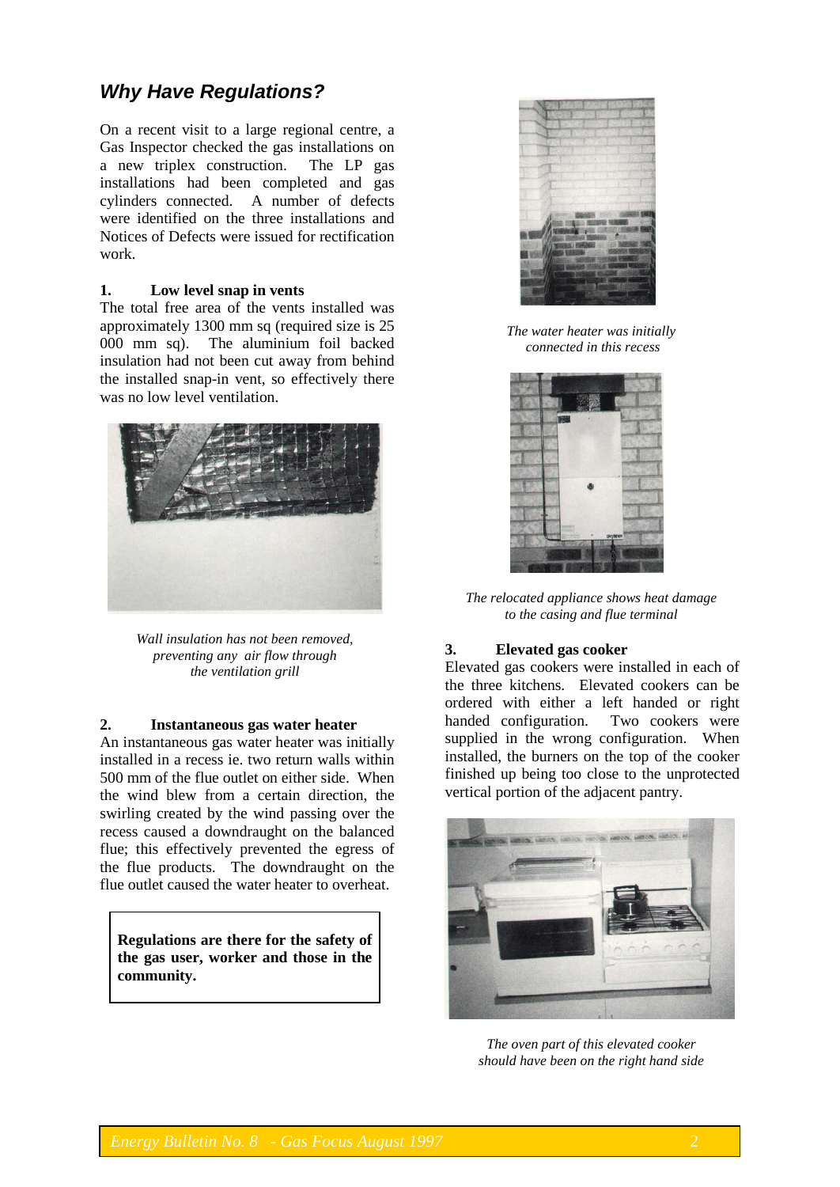## *Why Have Regulations?*

On a recent visit to a large regional centre, a Gas Inspector checked the gas installations on a new triplex construction. The LP gas installations had been completed and gas cylinders connected. A number of defects were identified on the three installations and Notices of Defects were issued for rectification work.

**1. Low level snap in vents**

The total free area of the vents installed was approximately 1300 mm sq (required size is 25 000 mm sq). The aluminium foil backed insulation had not been cut away from behind the installed snap-in vent, so effectively there was no low level ventilation.

*Wall insulation has not been removed, preventing any air flow through the ventilation grill*

**2. Instantaneous gas water heater**

An instantaneous gas water heater was initially installed in a recess ie. two return walls within 500 mm of the flue outlet on either side. When the wind blew from a certain direction, the swirling created by the wind passing over the recess caused a downdraught on the balanced flue; this effectively prevented the egress of the flue products. The downdraught on the flue outlet caused the water heater to overheat.

**Regulations are there for the safety of the gas user, worker and those in the community.**

*The water heater was initially connected in this recess*

*The relocated appliance shows heat damage to the casing and flue terminal*

**3. Elevated gas cooker**

Elevated gas cookers were installed in each of the three kitchens. Elevated cookers can be ordered with either a left handed or right handed configuration. Two cookers were supplied in the wrong configuration. When installed, the burners on the top of the cooker finished up being too close to the unprotected vertical portion of the adjacent pantry.

*The oven part of this elevated cooker should have been on the right hand side*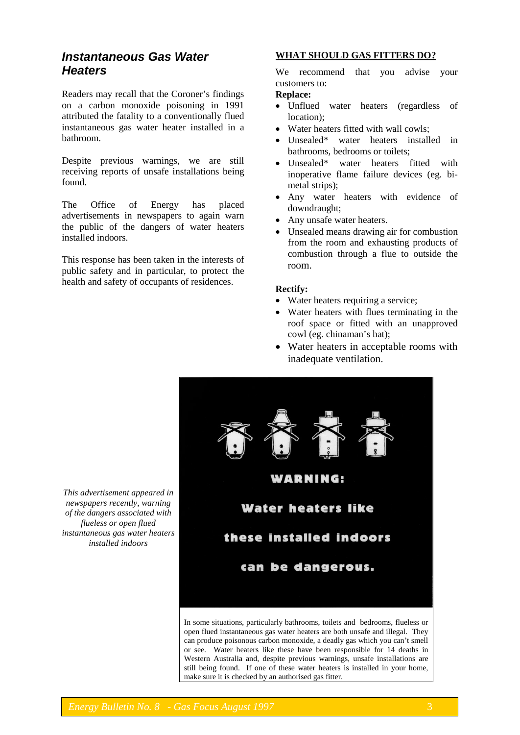## *Instantaneous Gas Water Heaters*

Readers may recall that the Coroner's findings on a carbon monoxide poisoning in 1991 attributed the fatality to a conventionally flued instantaneous gas water heater installed in a bathroom.

Despite previous warnings, we are still receiving reports of unsafe installations being found.

The Office of Energy has placed advertisements in newspapers to again warn the public of the dangers of water heaters installed indoors.

This response has been taken in the interests of public safety and in particular, to protect the health and safety of occupants of residences.

### WHAT SHOULD GAS FITTERS DO?

We recommend that you advise your customers to:

**Replace:**

- Unflued water heaters (regardless of location);
- Water heaters fitted with wall cowls;
- Unsealed* water heaters installed in bathrooms, bedrooms or toilets;
- Unsealed* water heaters fitted with inoperative flame failure devices (eg. bi-metal strips);
- Any water heaters with evidence of downdraught;
- Any unsafe water heaters.
- Unsealed means drawing air for combustion from the room and exhausting products of combustion through a flue to outside the room.

**Rectify:**

- Water heaters requiring a service;
- Water heaters with flues terminating in the roof space or fitted with an unapproved cowl (eg. chinaman's hat);
- Water heaters in acceptable rooms with inadequate ventilation.

*This advertisement appeared in newspapers recently, warning of the dangers associated with flueless or open flued instantaneous gas water heaters installed indoors*

**WARNING:**

**Water heaters like these installed indoors can be dangerous.**

In some situations, particularly bathrooms, toilets and bedrooms, flueless or open flued instantaneous gas water heaters are both unsafe and illegal. They can produce poisonous carbon monoxide, a deadly gas which you can't smell or see. Water heaters like these have been responsible for 14 deaths in Western Australia and, despite previous warnings, unsafe installations are still being found. If one of these water heaters is installed in your home, make sure it is checked by an authorised gas fitter.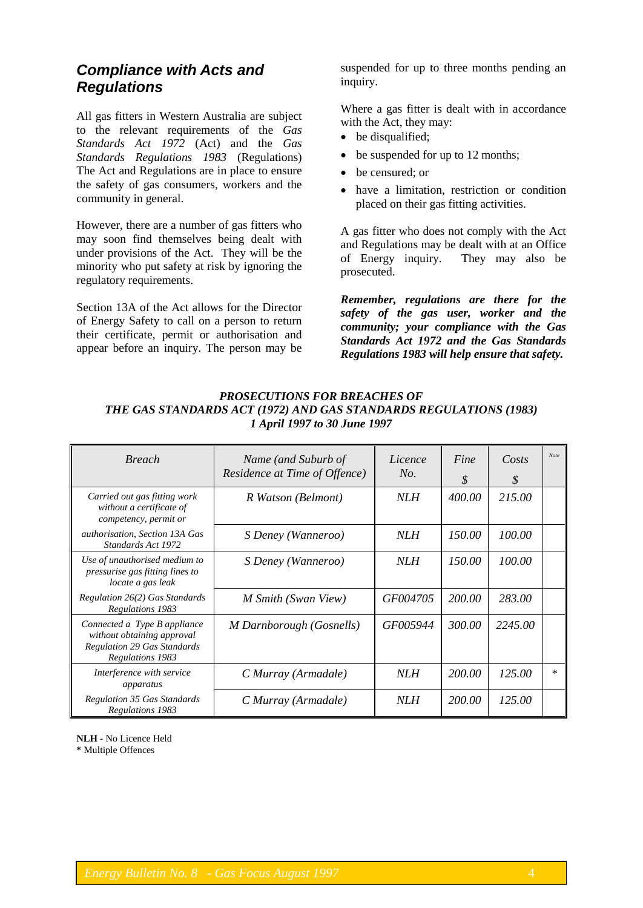## *Compliance with Acts and Regulations*

All gas fitters in Western Australia are subject to the relevant requirements of the *Gas Standards Act 1972* (Act) and the *Gas Standards Regulations 1983* (Regulations) The Act and Regulations are in place to ensure the safety of gas consumers, workers and the community in general.

However, there are a number of gas fitters who may soon find themselves being dealt with under provisions of the Act. They will be the minority who put safety at risk by ignoring the regulatory requirements.

Section 13A of the Act allows for the Director of Energy Safety to call on a person to return their certificate, permit or authorisation and appear before an inquiry. The person may be suspended for up to three months pending an inquiry.

Where a gas fitter is dealt with in accordance with the Act, they may:

- be disqualified;
- be suspended for up to 12 months;
- be censured; or
- have a limitation, restriction or condition placed on their gas fitting activities.

A gas fitter who does not comply with the Act and Regulations may be dealt with at an Office of Energy inquiry. They may also be prosecuted.

***Remember, regulations are there for the safety of the gas user, worker and the community; your compliance with the Gas Standards Act 1972 and the Gas Standards Regulations 1983 will help ensure that safety.***

***PROSECUTIONS FOR BREACHES OF THE GAS STANDARDS ACT (1972) AND GAS STANDARDS REGULATIONS (1983) 1 April 1997 to 30 June 1997***

| *Breach* | *Name (and Suburb of Residence at Time of Offence)* | *Licence No.* | *Fine $* | *Costs $* | *Note* |
|---|---|---|---|---|---|
| *Carried out gas fitting work without a certificate of competency, permit or* | *R Watson (Belmont)* | *NLH* | *400.00* | *215.00* | |
| *authorisation, Section 13A Gas Standards Act 1972* | *S Deney (Wanneroo)* | *NLH* | *150.00* | *100.00* | |
| *Use of unauthorised medium to pressurise gas fitting lines to locate a gas leak* | *S Deney (Wanneroo)* | *NLH* | *150.00* | *100.00* | |
| *Regulation 26(2) Gas Standards Regulations 1983* | *M Smith (Swan View)* | *GF004705* | *200.00* | *283.00* | |
| *Connected a Type B appliance without obtaining approval Regulation 29 Gas Standards Regulations 1983* | *M Darnborough (Gosnells)* | *GF005944* | *300.00* | *2245.00* | |
| *Interference with service apparatus* | *C Murray (Armadale)* | *NLH* | *200.00* | *125.00* | * |
| *Regulation 35 Gas Standards Regulations 1983* | *C Murray (Armadale)* | *NLH* | *200.00* | *125.00* | |

**NLH** - No Licence Held
**\*** Multiple Offences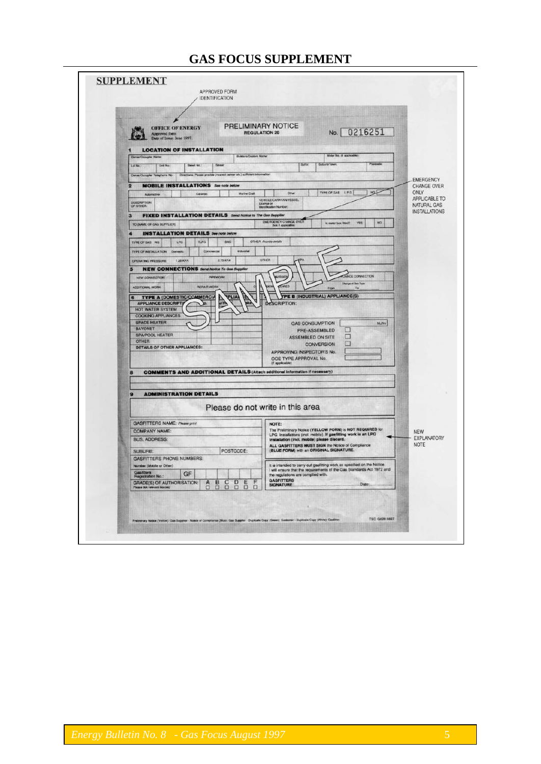# GAS FOCUS SUPPLEMENT

## SUPPLEMENT

APPROVED FORM IDENTIFICATION

**OFFICE OF ENERGY**
Approved form
Date of Issue: June 1997

**PRELIMINARY NOTICE**
REGULATION 20

No. 0216251

**1 LOCATION OF INSTALLATION**

Owner/Occupier Name | Builders/Owners Name | Meter No. (if applicable)

Lot No. | Unit No. | Street No. | Street | Suffix | Suburb/Town | Postcode

Owner/Occupier Telephone No. | Directions: Please provide (nearest corner etc.) sufficient information

**2 MOBILE INSTALLATIONS** *See note below*

Automotive | Caravan | Marine Craft | Other | TYPE OF GAS LPG | NG

DESCRIPTION OF OTHER: | VEHICLE/CARAVAN/VESSEL License or Identification Number:

**3 FIXED INSTALLATION DETAILS** *Send Notice to The Gas Supplier*

TO (NAME OF GAS SUPPLIER) | EMERGENCY CHANGE OVER (tick if applicable) | Is meter box fitted? YES NO

EMERGENCY CHANGE OVER ONLY APPLICABLE TO NATURAL GAS INSTALLATIONS

**4 INSTALLATION DETAILS** *See note below*

TYPE OF GAS: NG | LPG | TLPG | SNG | OTHER *Provide details*

TYPE OF INSTALLATION: Domestic | Commercial | Industrial

OPERATING PRESSURE: 1.25 KPA | 2.75 KPA | OTHER KPA

**5 NEW CONNECTIONS** *Send Notice To Gas Supplier*

NEW CONNECTION | PIPEWORK | EXTENSION | APPLIANCE CONNECTION

ADDITIONAL WORK | REPAIR WORK | CONVERSION REQUIRED | Change of Gas Type From To

**6 TYPE A (DOMESTIC/COMMERCIAL) APPLIANCE(S)** | **TYPE B (INDUSTRIAL) APPLIANCE(S)**

APPLIANCE DESCRIPTION | No. | MJ/h | Make | DESCRIPTION:

HOT WATER SYSTEM

COOKING APPLIANCES

SPACE HEATER

BAYONET

SPA/POOL HEATER

OTHER

DETAILS OF OTHER APPLIANCES:

GAS CONSUMPTION MJ/H

PRE-ASSEMBLED

ASSEMBLED ON SITE

CONVERSION

APPROVING INSPECTOR'S No.

OOE TYPE APPROVAL No. (if applicable)

SAMPLE

**8 COMMENTS AND ADDITIONAL DETAILS** (Attach additional information if necessary)

**9 ADMINISTRATION DETAILS**

Please do not write in this area

GASFITTERS NAME: *Please print*

COMPANY NAME:

BUS. ADDRESS:

SUBURB: | POSTCODE:

GASFITTERS PHONE NUMBERS:

Number (Mobile or Other)

Gasfitters Registration No.: GF

GRADE(S) OF AUTHORISATION: A B C D E F (Please tick relevant box(es))

NOTE:
The Preliminary Notice (**YELLOW FORM**) is **NOT REQUIRED** for LPG installations (incl. mobile). **If gasfitting work is an LPG installation (incl. mobile) please discard.**
**ALL GASFITTERS MUST SIGN** the Notice of Compliance (**BLUE FORM**) with an **ORIGINAL SIGNATURE**.

NEW EXPLANATORY NOTE

It is intended to carry out gasfitting work as specified on the Notice. I will ensure that the requirements of the Gas Standards Act 1972 and the regulations are complied with.

GASFITTERS SIGNATURE: ............ Date: ............

Preliminary Notice (Yellow): Gas Supplier - Notice of Compliance (Blue): Gas Supplier - Duplicate Copy (Green): Customer - Duplicate Copy (White): Gasfitter

TSD G026 0697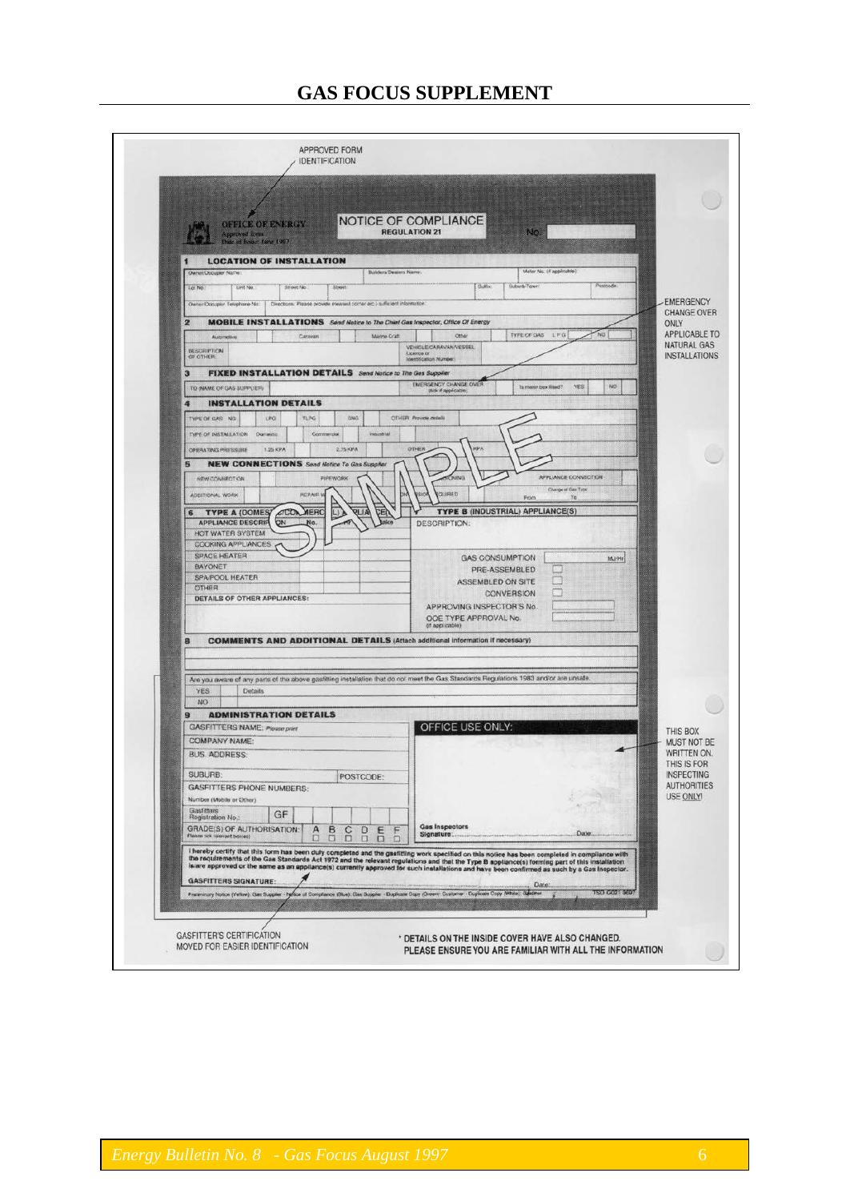## GAS FOCUS SUPPLEMENT

APPROVED FORM IDENTIFICATION

OFFICE OF ENERGY
Approved form
Date of Issue June 1997

**NOTICE OF COMPLIANCE**
**REGULATION 21**

No:

**1 LOCATION OF INSTALLATION**

Owner/Occupier Name: | Builders/Developers Name: | Meter No. (if applicable)

Lot No: | Unit No: | Street No: | Street: | Suffix: | Suburb/Town: | Postcode:

Owner/Occupier Telephone No: | Directions: Please provide nearest corner etc.) sufficient information

**2 MOBILE INSTALLATIONS** Send Notice to The Chief Gas Inspector, Office Of Energy

Automotive | Caravan | Marine Craft | Other | TYPE OF GAS LPG | NG

DESCRIPTION OF OTHER | VEHICLE/CARAVAN/VESSEL Licence or Identification Number:

**3 FIXED INSTALLATION DETAILS** Send Notice to The Gas Supplier

TO (NAME OF GAS SUPPLIER) | EMERGENCY CHANGE OVER (tick if applicable) | Is meter box fitted? YES | NO

EMERGENCY CHANGE OVER ONLY APPLICABLE TO NATURAL GAS INSTALLATIONS

**4 INSTALLATION DETAILS**

TYPE OF GAS: NG | LPG | TLPG | SNG | OTHER Provide details

TYPE OF INSTALLATION: Domestic | Commercial | Industrial

OPERATING PRESSURE: 1.25 KPA | 2.75 KPA | OTHER | KPA

**5 NEW CONNECTIONS** Send Notice To Gas Supplier

NEW CONNECTION | PIPEWORK | COMMISSIONING | APPLIANCE CONNECTION

ADDITIONAL WORK | REPAIR | CONVERSION | RECONFIGURED | Change of Gas Type From | To

**6 TYPE A (DOMESTIC/COMMERCIAL) APPLIANCE(S)** | **7 TYPE B (INDUSTRIAL) APPLIANCE(S)**

APPLIANCE DESCRIPTION | No. | Type | Make

HOT WATER SYSTEM
COOKING APPLIANCES
SPACE HEATER
BAYONET
SPA/POOL HEATER
OTHER

DETAILS OF OTHER APPLIANCES:

DESCRIPTION:

GAS CONSUMPTION | MJ/Hr
PRE-ASSEMBLED
ASSEMBLED ON SITE
CONVERSION
APPROVING INSPECTOR'S No.
ODE TYPE APPROVAL No. (if applicable)

SAMPLE

**8 COMMENTS AND ADDITIONAL DETAILS** (Attach additional information if necessary)

Are you aware of any parts of the above gasfitting installation that do not meet the Gas Standards Regulations 1983 and/or are unsafe.

YES | Details
NO

**9 ADMINISTRATION DETAILS**

GASFITTERS NAME: Please print
COMPANY NAME:
BUS. ADDRESS:
SUBURB: | POSTCODE:
GASFITTERS PHONE NUMBERS:
Number (Mobile or Other)
Gasfitters Registration No.: GF
GRADE(S) OF AUTHORISATION: A B C D E F (Please tick relevant boxes)

OFFICE USE ONLY:

Gas Inspectors Signature: | Date:

THIS BOX MUST NOT BE WRITTEN ON. THIS IS FOR INSPECTING AUTHORITIES USE ONLY!

I hereby certify that this form has been duly completed and the gasfitting work specified on this notice has been completed in compliance with the requirements of the Gas Standards Act 1972 and the relevant regulations and that the Type B appliance(s) forming part of this installation is/are approved or the same as an appliance(s) currently approved for such installations and have been confirmed as such by a Gas Inspector.

GASFITTERS SIGNATURE: | Date:

Preliminary Notice (Yellow): Gas Supplier - Notice of Compliance (Blue): Gas Supplier - Duplicate Copy (Green): Customer - Duplicate Copy (White): Gasfitter

GASFITTER'S CERTIFICATION MOVED FOR EASIER IDENTIFICATION

* DETAILS ON THE INSIDE COVER HAVE ALSO CHANGED. PLEASE ENSURE YOU ARE FAMILIAR WITH ALL THE INFORMATION